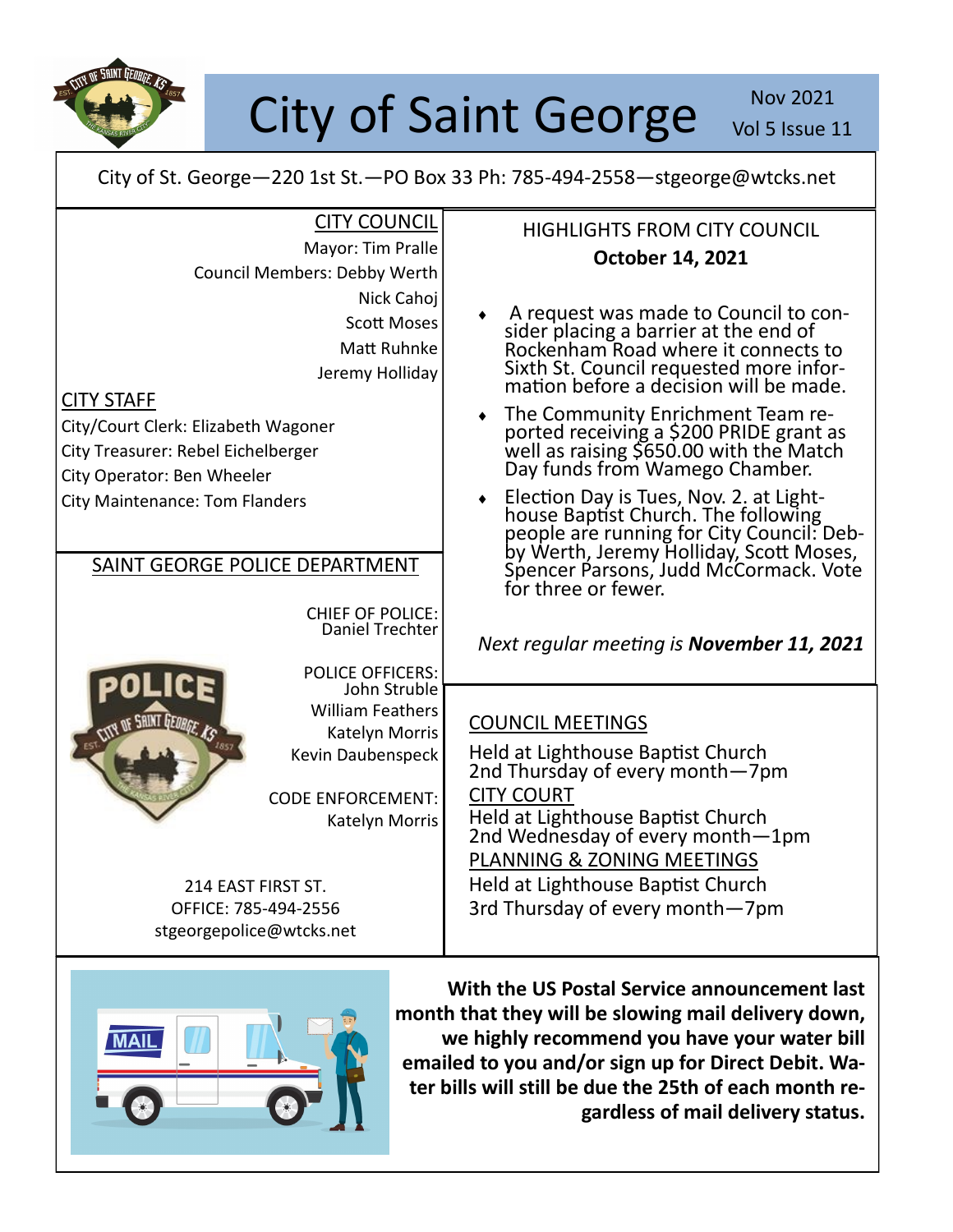# City of Saint George

Nov 2021
Vol 5 Issue 11

City of St. George—220 1st St.—PO Box 33 Ph: 785-494-2558—stgeorge@wtcks.net

## CITY COUNCIL

Mayor: Tim Pralle
Council Members: Debby Werth
Nick Cahoj
Scott Moses
Matt Ruhnke
Jeremy Holliday

## CITY STAFF

City/Court Clerk: Elizabeth Wagoner
City Treasurer: Rebel Eichelberger
City Operator: Ben Wheeler
City Maintenance: Tom Flanders

## SAINT GEORGE POLICE DEPARTMENT

CHIEF OF POLICE:
Daniel Trechter

POLICE OFFICERS:
John Struble
William Feathers
Katelyn Morris
Kevin Daubenspeck

CODE ENFORCEMENT:
Katelyn Morris

214 EAST FIRST ST.
OFFICE: 785-494-2556
stgeorgepolice@wtcks.net

## HIGHLIGHTS FROM CITY COUNCIL

**October 14, 2021**

- A request was made to Council to consider placing a barrier at the end of Rockenham Road where it connects to Sixth St. Council requested more information before a decision will be made.
- The Community Enrichment Team reported receiving a $200 PRIDE grant as well as raising $650.00 with the Match Day funds from Wamego Chamber.
- Election Day is Tues, Nov. 2. at Lighthouse Baptist Church. The following people are running for City Council: Debby Werth, Jeremy Holliday, Scott Moses, Spencer Parsons, Judd McCormack. Vote for three or fewer.

*Next regular meeting is **November 11, 2021***

## COUNCIL MEETINGS

Held at Lighthouse Baptist Church
2nd Thursday of every month—7pm

## CITY COURT

Held at Lighthouse Baptist Church
2nd Wednesday of every month—1pm

## PLANNING & ZONING MEETINGS

Held at Lighthouse Baptist Church
3rd Thursday of every month—7pm

**With the US Postal Service announcement last month that they will be slowing mail delivery down, we highly recommend you have your water bill emailed to you and/or sign up for Direct Debit. Water bills will still be due the 25th of each month regardless of mail delivery status.**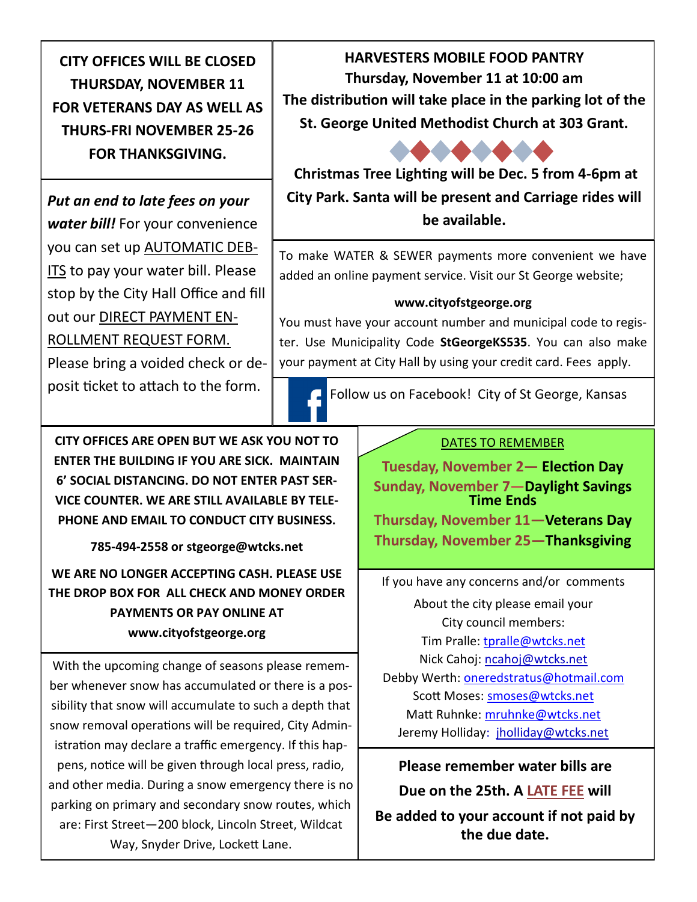**CITY OFFICES WILL BE CLOSED THURSDAY, NOVEMBER 11 FOR VETERANS DAY AS WELL AS THURS-FRI NOVEMBER 25-26 FOR THANKSGIVING.**

***Put an end to late fees on your water bill!*** For your convenience you can set up AUTOMATIC DEBITS to pay your water bill. Please stop by the City Hall Office and fill out our DIRECT PAYMENT ENROLLMENT REQUEST FORM. Please bring a voided check or deposit ticket to attach to the form.

**HARVESTERS MOBILE FOOD PANTRY**
**Thursday, November 11 at 10:00 am**
**The distribution will take place in the parking lot of the St. George United Methodist Church at 303 Grant.**

**Christmas Tree Lighting will be Dec. 5 from 4-6pm at City Park. Santa will be present and Carriage rides will be available.**

To make WATER & SEWER payments more convenient we have added an online payment service. Visit our St George website;

**www.cityofstgeorge.org**

You must have your account number and municipal code to register. Use Municipality Code **StGeorgeKS535**. You can also make your payment at City Hall by using your credit card. Fees apply.

Follow us on Facebook! City of St George, Kansas

**CITY OFFICES ARE OPEN BUT WE ASK YOU NOT TO ENTER THE BUILDING IF YOU ARE SICK. MAINTAIN 6' SOCIAL DISTANCING. DO NOT ENTER PAST SERVICE COUNTER. WE ARE STILL AVAILABLE BY TELEPHONE AND EMAIL TO CONDUCT CITY BUSINESS.**

**785-494-2558 or stgeorge@wtcks.net**

**WE ARE NO LONGER ACCEPTING CASH. PLEASE USE THE DROP BOX FOR ALL CHECK AND MONEY ORDER PAYMENTS OR PAY ONLINE AT www.cityofstgeorge.org**

DATES TO REMEMBER

**Tuesday, November 2— Election Day**
**Sunday, November 7—Daylight Savings Time Ends**
**Thursday, November 11—Veterans Day**
**Thursday, November 25—Thanksgiving**

With the upcoming change of seasons please remember whenever snow has accumulated or there is a possibility that snow will accumulate to such a depth that snow removal operations will be required, City Administration may declare a traffic emergency. If this happens, notice will be given through local press, radio, and other media. During a snow emergency there is no parking on primary and secondary snow routes, which are: First Street—200 block, Lincoln Street, Wildcat Way, Snyder Drive, Lockett Lane.

If you have any concerns and/or comments About the city please email your City council members:

Tim Pralle: tpralle@wtcks.net
Nick Cahoj: ncahoj@wtcks.net
Debby Werth: oneredstratus@hotmail.com
Scott Moses: smoses@wtcks.net
Matt Ruhnke: mruhnke@wtcks.net
Jeremy Holliday: jholliday@wtcks.net

**Please remember water bills are Due on the 25th. A LATE FEE will Be added to your account if not paid by the due date.**